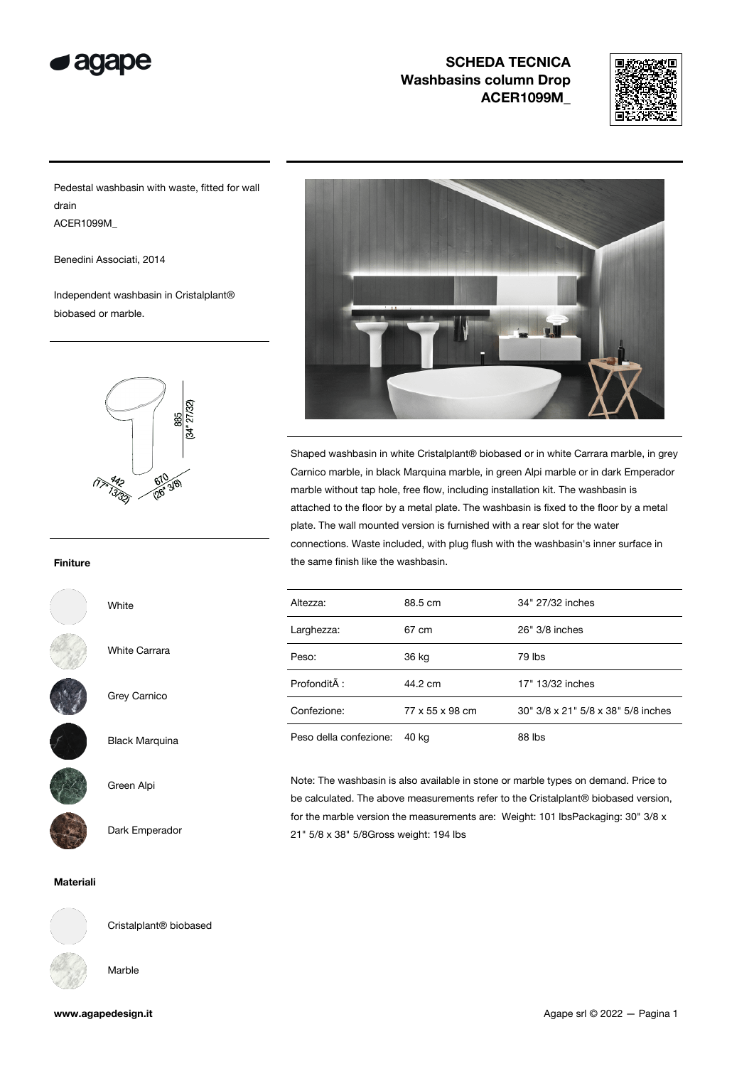# SCHEDA TECNICA
## Washbasins column Drop
## ACER1099M_

Pedestal washbasin with waste, fitted for wall drain
ACER1099M_

Benedini Associati, 2014

Independent washbasin in Cristalplant® biobased or marble.

885 (34" 27/32)
442 (17" 13/32)
670 (26" 3/8)

**Finiture**

White

White Carrara

Grey Carnico

Black Marquina

Green Alpi

Dark Emperador

**Materiali**

Cristalplant® biobased

Marble

Shaped washbasin in white Cristalplant® biobased or in white Carrara marble, in grey Carnico marble, in black Marquina marble, in green Alpi marble or in dark Emperador marble without tap hole, free flow, including installation kit. The washbasin is attached to the floor by a metal plate. The washbasin is fixed to the floor by a metal plate. The wall mounted version is furnished with a rear slot for the water connections. Waste included, with plug flush with the washbasin's inner surface in the same finish like the washbasin.

| | | |
|---|---|---|
| Altezza: | 88.5 cm | 34" 27/32 inches |
| Larghezza: | 67 cm | 26" 3/8 inches |
| Peso: | 36 kg | 79 lbs |
| ProfonditÃ : | 44.2 cm | 17" 13/32 inches |
| Confezione: | 77 x 55 x 98 cm | 30" 3/8 x 21" 5/8 x 38" 5/8 inches |
| Peso della confezione: | 40 kg | 88 lbs |

Note: The washbasin is also available in stone or marble types on demand. Price to be calculated. The above measurements refer to the Cristalplant® biobased version, for the marble version the measurements are: Weight: 101 lbsPackaging: 30" 3/8 x 21" 5/8 x 38" 5/8Gross weight: 194 lbs

**www.agapedesign.it**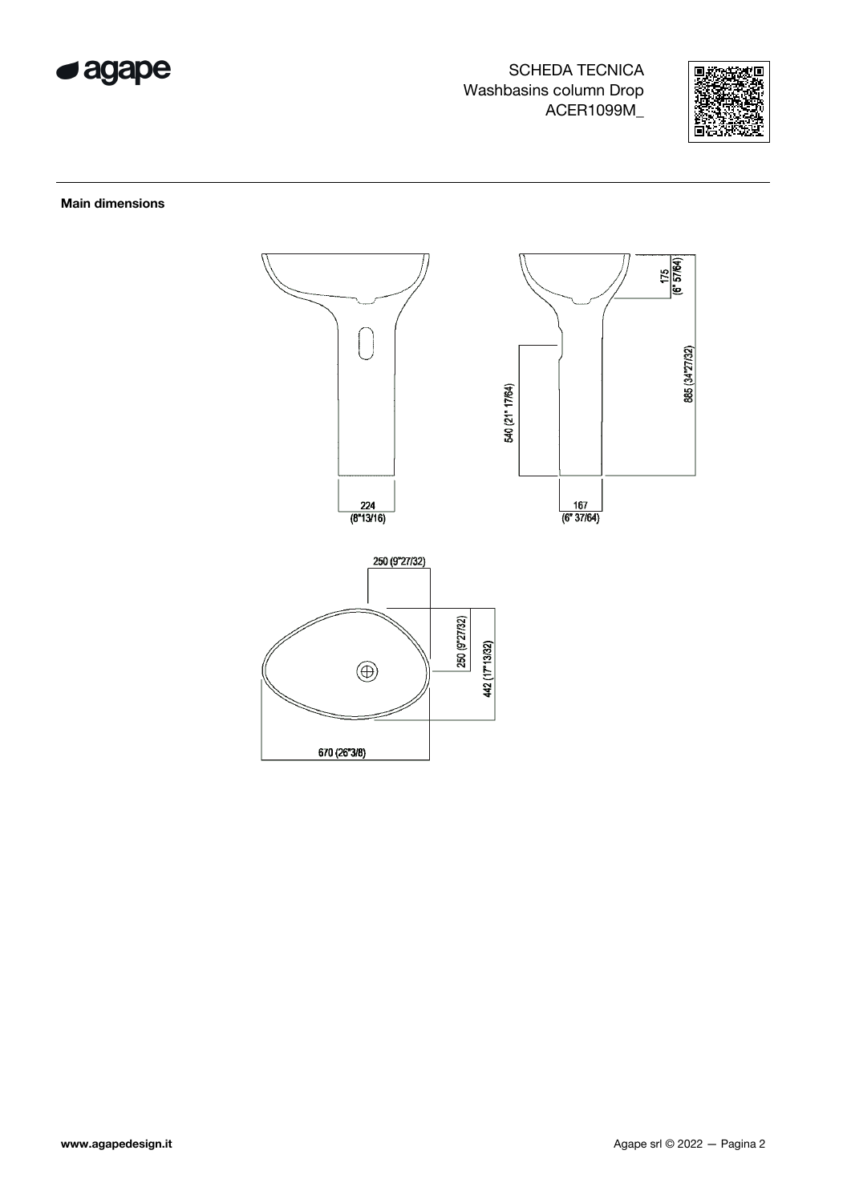SCHEDA TECNICA
Washbasins column Drop
ACER1099M_

**Main dimensions**

224 (8"13/16)

167 (6" 37/64)

540 (21" 17/64)

175 (6" 57/64)

885 (34"27/32)

250 (9"27/32)

250 (9"27/32)

442 (17"13/32)

670 (26"3/8)

**www.agapedesign.it**

Agape srl © 2022 — Pagina 2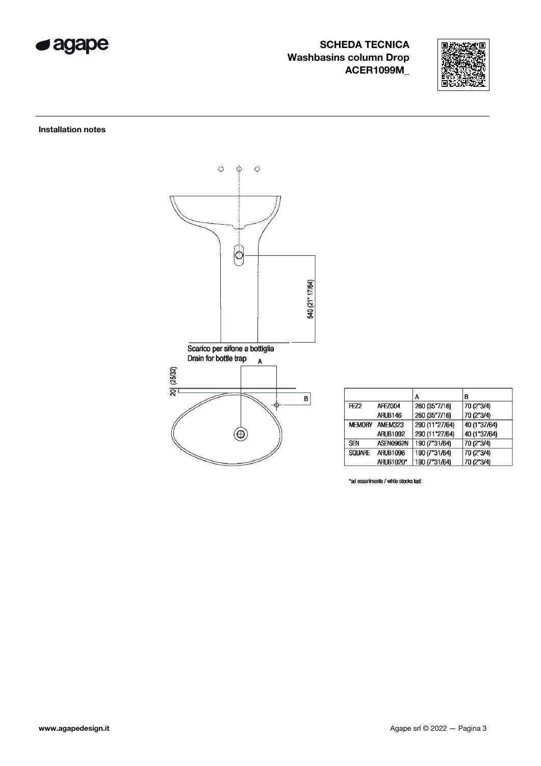**SCHEDA TECNICA**
**Washbasins column Drop**
**ACER1099M_**

---

**Installation notes**

540 (21" 17/64)

Scarico per sifone a bottiglia
Drain for bottle trap

A

B

20 (25/32)

| | | A | B |
|---|---|---|---|
| FEZ2 | AFEZ004 | 260 (35"7/16) | 70 (2"3/4) |
| | ARUB146 | 260 (35"7/16) | 70 (2"3/4) |
| MEMORY | AMEM323 | 290 (11"27/64) | 40 (1"37/64) |
| | ARUB1092 | 290 (11"27/64) | 40 (1"37/64) |
| SEN | ASEN0962N | 190 (7"31/64) | 70 (2"3/4) |
| SQUARE | ARUB1096 | 190 (7"31/64) | 70 (2"3/4) |
| | ARUB1020* | 190 (7"31/64) | 70 (2"3/4) |

*ad esaurimento / while stocks last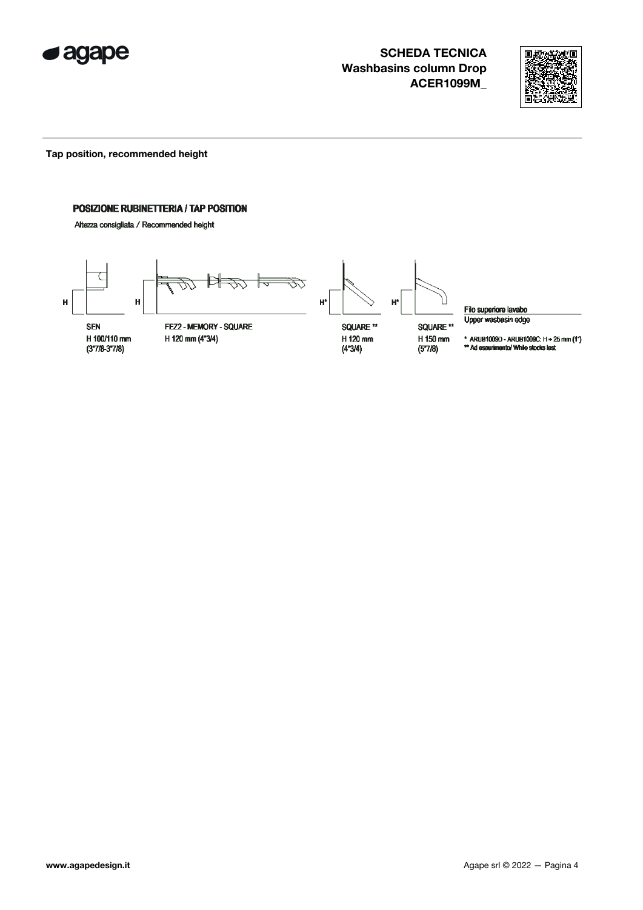**Tap position, recommended height**

**POSIZIONE RUBINETTERIA / TAP POSITION**

Altezza consigliata / Recommended height

H

SEN
H 100/110 mm
(3"7/8-3"7/8)

H

FEZ2 - MEMORY - SQUARE
H 120 mm (4"3/4)

H*

SQUARE **
H 120 mm
(4"3/4)

H*

SQUARE **
H 150 mm
(5"7/8)

Filo superiore lavabo
Upper wasbasin edge

* ARUB1009D - ARUB1009C: H + 25 mm (1")
** Ad esaurimento/ While stocks last